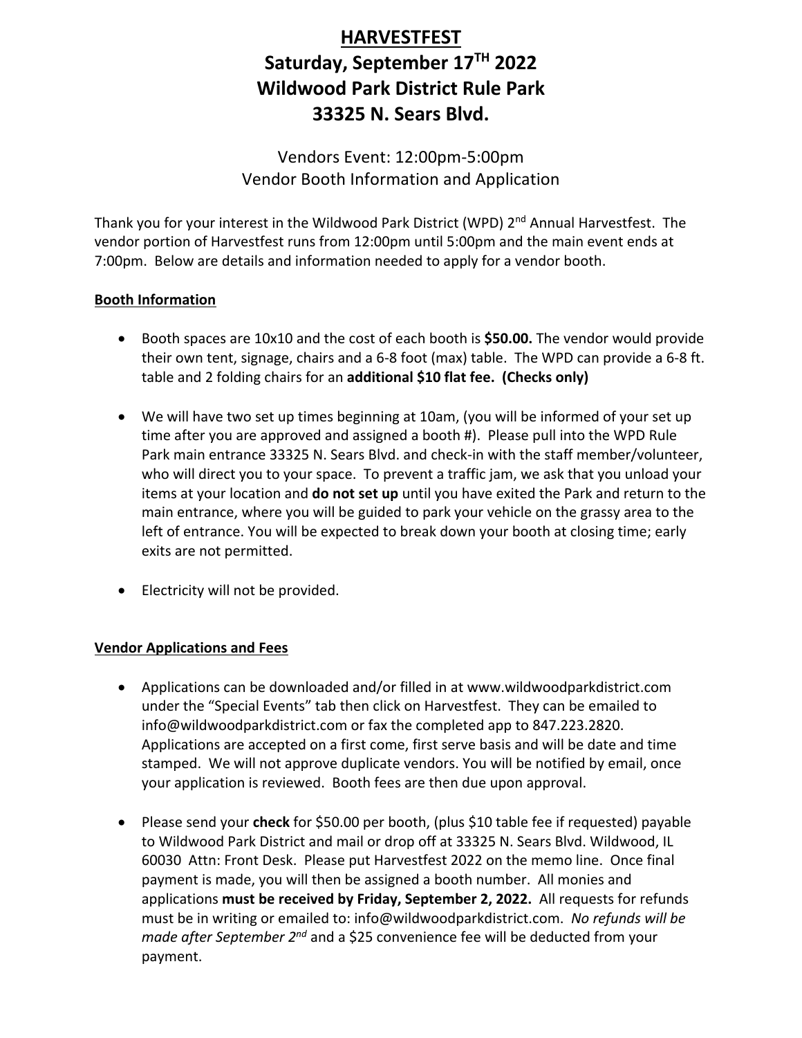# HARVESTFEST
# Saturday, September 17TH 2022
# Wildwood Park District Rule Park
# 33325 N. Sears Blvd.

## Vendors Event: 12:00pm-5:00pm
## Vendor Booth Information and Application

Thank you for your interest in the Wildwood Park District (WPD) 2nd Annual Harvestfest. The vendor portion of Harvestfest runs from 12:00pm until 5:00pm and the main event ends at 7:00pm. Below are details and information needed to apply for a vendor booth.

### Booth Information

- Booth spaces are 10x10 and the cost of each booth is **$50.00.** The vendor would provide their own tent, signage, chairs and a 6-8 foot (max) table. The WPD can provide a 6-8 ft. table and 2 folding chairs for an **additional $10 flat fee. (Checks only)**

- We will have two set up times beginning at 10am, (you will be informed of your set up time after you are approved and assigned a booth #). Please pull into the WPD Rule Park main entrance 33325 N. Sears Blvd. and check-in with the staff member/volunteer, who will direct you to your space. To prevent a traffic jam, we ask that you unload your items at your location and **do not set up** until you have exited the Park and return to the main entrance, where you will be guided to park your vehicle on the grassy area to the left of entrance. You will be expected to break down your booth at closing time; early exits are not permitted.

- Electricity will not be provided.

### Vendor Applications and Fees

- Applications can be downloaded and/or filled in at www.wildwoodparkdistrict.com under the "Special Events" tab then click on Harvestfest. They can be emailed to info@wildwoodparkdistrict.com or fax the completed app to 847.223.2820. Applications are accepted on a first come, first serve basis and will be date and time stamped. We will not approve duplicate vendors. You will be notified by email, once your application is reviewed. Booth fees are then due upon approval.

- Please send your **check** for $50.00 per booth, (plus $10 table fee if requested) payable to Wildwood Park District and mail or drop off at 33325 N. Sears Blvd. Wildwood, IL 60030 Attn: Front Desk. Please put Harvestfest 2022 on the memo line. Once final payment is made, you will then be assigned a booth number. All monies and applications **must be received by Friday, September 2, 2022.** All requests for refunds must be in writing or emailed to: info@wildwoodparkdistrict.com. *No refunds will be made after September 2nd* and a $25 convenience fee will be deducted from your payment.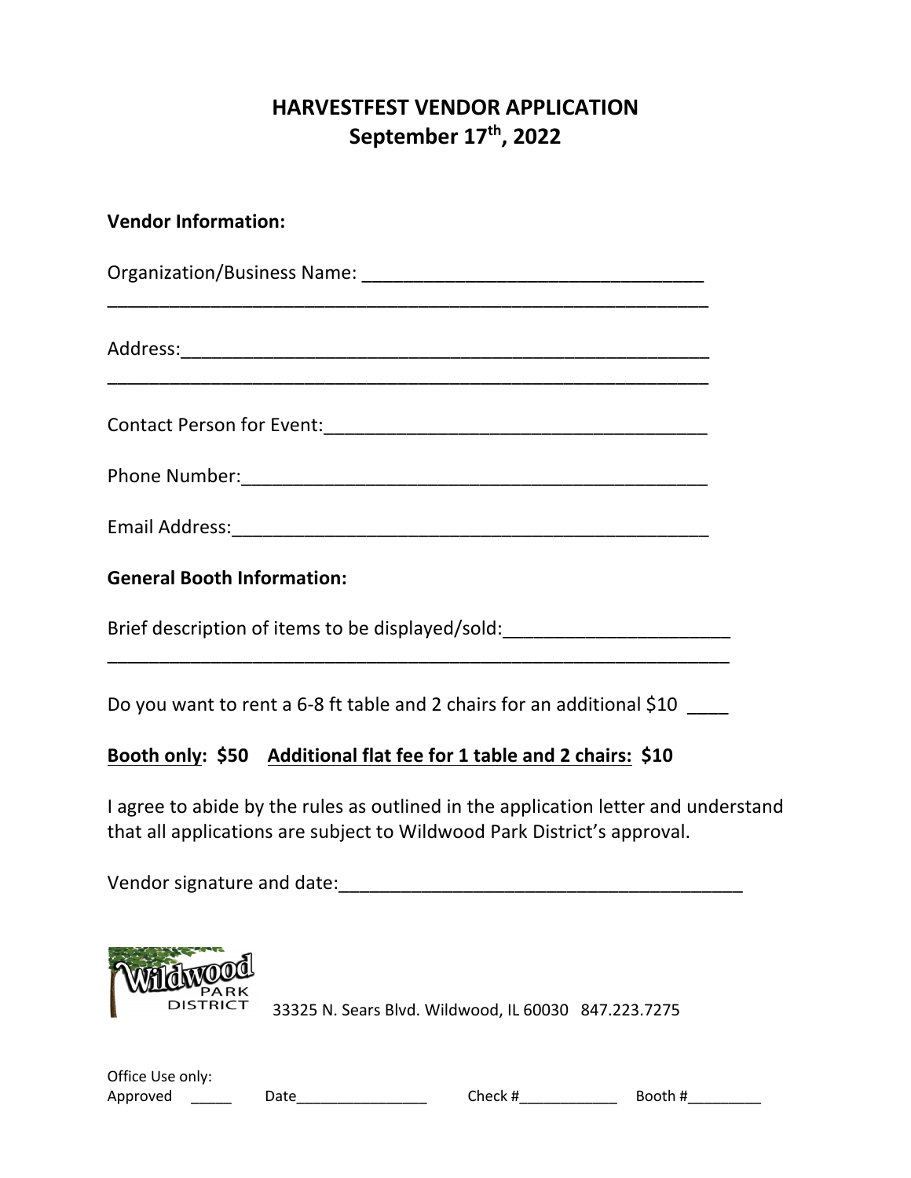# HARVESTFEST VENDOR APPLICATION
## September 17th, 2022

**Vendor Information:**

Organization/Business Name: ___________________________________
_______________________________________________________________

Address:_______________________________________________________
_______________________________________________________________

Contact Person for Event:_______________________________________

Phone Number:_________________________________________________

Email Address:_________________________________________________

**General Booth Information:**

Brief description of items to be displayed/sold:______________________
_______________________________________________________________

Do you want to rent a 6-8 ft table and 2 chairs for an additional $10 ____

**Booth only: $50 Additional flat fee for 1 table and 2 chairs: $10**

I agree to abide by the rules as outlined in the application letter and understand that all applications are subject to Wildwood Park District's approval.

Vendor signature and date:_________________________________________

Wildwood Park District 33325 N. Sears Blvd. Wildwood, IL 60030 847.223.7275

Office Use only:
Approved _____ Date________________ Check #____________ Booth #_________